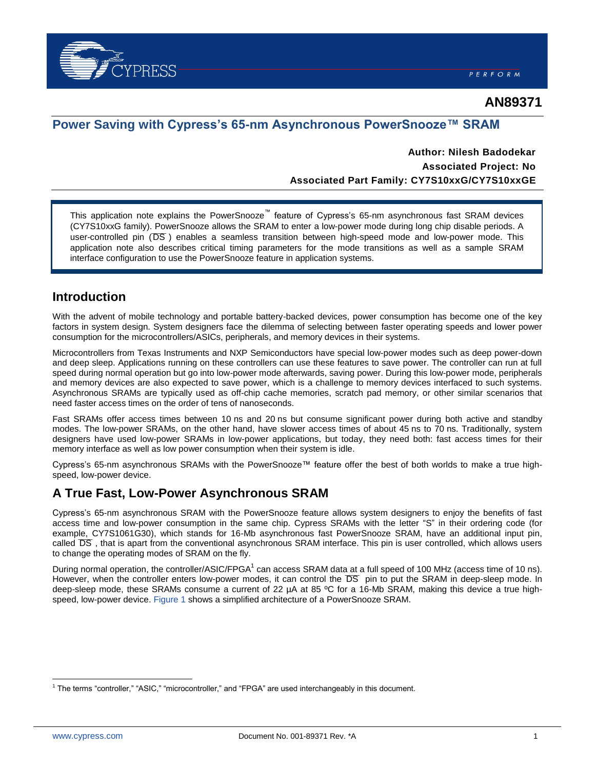# AN89371

## Power Saving with Cypress's 65-nm Asynchronous PowerSnooze™ SRAM

**Author: Nilesh Badodekar**
**Associated Project: No**
**Associated Part Family: CY7S10xxG/CY7S10xxGE**

This application note explains the PowerSnooze™ feature of Cypress's 65-nm asynchronous fast SRAM devices (CY7S10xxG family). PowerSnooze allows the SRAM to enter a low-power mode during long chip disable periods. A user-controlled pin ($\overline{DS}$) enables a seamless transition between high-speed mode and low-power mode. This application note also describes critical timing parameters for the mode transitions as well as a sample SRAM interface configuration to use the PowerSnooze feature in application systems.

## Introduction

With the advent of mobile technology and portable battery-backed devices, power consumption has become one of the key factors in system design. System designers face the dilemma of selecting between faster operating speeds and lower power consumption for the microcontrollers/ASICs, peripherals, and memory devices in their systems.

Microcontrollers from Texas Instruments and NXP Semiconductors have special low-power modes such as deep power-down and deep sleep. Applications running on these controllers can use these features to save power. The controller can run at full speed during normal operation but go into low-power mode afterwards, saving power. During this low-power mode, peripherals and memory devices are also expected to save power, which is a challenge to memory devices interfaced to such systems. Asynchronous SRAMs are typically used as off-chip cache memories, scratch pad memory, or other similar scenarios that need faster access times on the order of tens of nanoseconds.

Fast SRAMs offer access times between 10 ns and 20 ns but consume significant power during both active and standby modes. The low-power SRAMs, on the other hand, have slower access times of about 45 ns to 70 ns. Traditionally, system designers have used low-power SRAMs in low-power applications, but today, they need both: fast access times for their memory interface as well as low power consumption when their system is idle.

Cypress's 65-nm asynchronous SRAMs with the PowerSnooze™ feature offer the best of both worlds to make a true high-speed, low-power device.

## A True Fast, Low-Power Asynchronous SRAM

Cypress's 65-nm asynchronous SRAM with the PowerSnooze feature allows system designers to enjoy the benefits of fast access time and low-power consumption in the same chip. Cypress SRAMs with the letter "S" in their ordering code (for example, CY7S1061G30), which stands for 16-Mb asynchronous fast PowerSnooze SRAM, have an additional input pin, called $\overline{DS}$, that is apart from the conventional asynchronous SRAM interface. This pin is user controlled, which allows users to change the operating modes of SRAM on the fly.

During normal operation, the controller/ASIC/FPGA[1] can access SRAM data at a full speed of 100 MHz (access time of 10 ns). However, when the controller enters low-power modes, it can control the $\overline{DS}$ pin to put the SRAM in deep-sleep mode. In deep-sleep mode, these SRAMs consume a current of 22 µA at 85 ºC for a 16-Mb SRAM, making this device a true high-speed, low-power device. Figure 1 shows a simplified architecture of a PowerSnooze SRAM.

[1] The terms "controller," "ASIC," "microcontroller," and "FPGA" are used interchangeably in this document.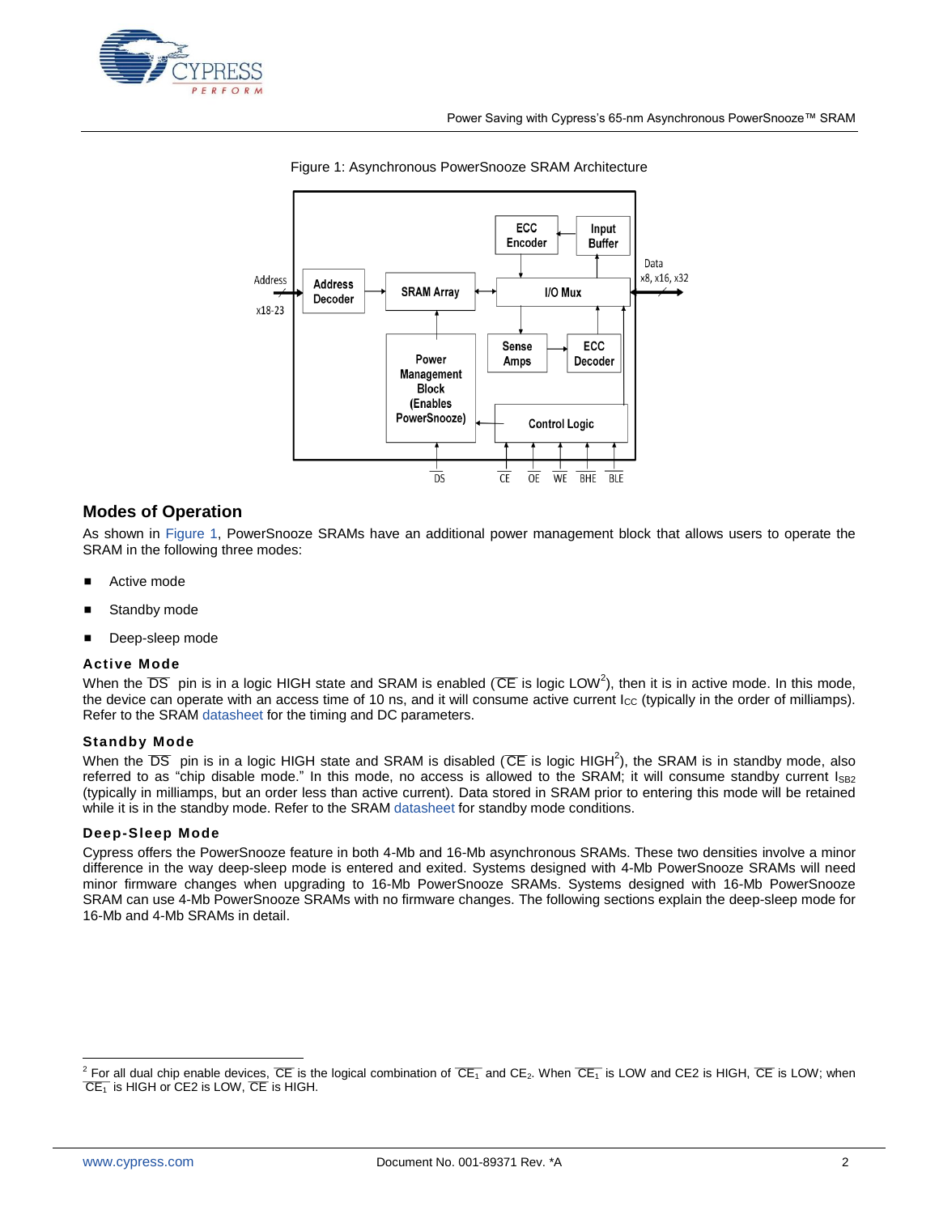Figure 1: Asynchronous PowerSnooze SRAM Architecture

## Modes of Operation

As shown in Figure 1, PowerSnooze SRAMs have an additional power management block that allows users to operate the SRAM in the following three modes:

- Active mode
- Standby mode
- Deep-sleep mode

### Active Mode

When the $\overline{DS}$ pin is in a logic HIGH state and SRAM is enabled ($\overline{CE}$ is logic LOW[2]), then it is in active mode. In this mode, the device can operate with an access time of 10 ns, and it will consume active current $I_{CC}$ (typically in the order of milliamps). Refer to the SRAM datasheet for the timing and DC parameters.

### Standby Mode

When the $\overline{DS}$ pin is in a logic HIGH state and SRAM is disabled ($\overline{CE}$ is logic HIGH[2]), the SRAM is in standby mode, also referred to as "chip disable mode." In this mode, no access is allowed to the SRAM; it will consume standby current $I_{SB2}$ (typically in milliamps, but an order less than active current). Data stored in SRAM prior to entering this mode will be retained while it is in the standby mode. Refer to the SRAM datasheet for standby mode conditions.

### Deep-Sleep Mode

Cypress offers the PowerSnooze feature in both 4-Mb and 16-Mb asynchronous SRAMs. These two densities involve a minor difference in the way deep-sleep mode is entered and exited. Systems designed with 4-Mb PowerSnooze SRAMs will need minor firmware changes when upgrading to 16-Mb PowerSnooze SRAMs. Systems designed with 16-Mb PowerSnooze SRAM can use 4-Mb PowerSnooze SRAMs with no firmware changes. The following sections explain the deep-sleep mode for 16-Mb and 4-Mb SRAMs in detail.

---

[2] For all dual chip enable devices, $\overline{CE}$ is the logical combination of $\overline{CE_1}$ and $CE_2$. When $\overline{CE_1}$ is LOW and CE2 is HIGH, $\overline{CE}$ is LOW; when $\overline{CE_1}$ is HIGH or CE2 is LOW, $\overline{CE}$ is HIGH.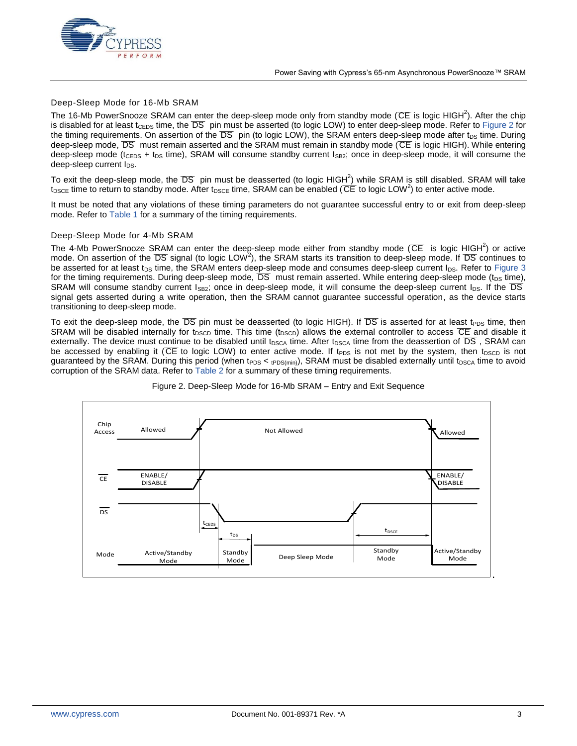### Deep-Sleep Mode for 16-Mb SRAM

The 16-Mb PowerSnooze SRAM can enter the deep-sleep mode only from standby mode ($\overline{CE}$ is logic HIGH[2]). After the chip is disabled for at least $t_{CEDS}$ time, the $\overline{DS}$ pin must be asserted (to logic LOW) to enter deep-sleep mode. Refer to Figure 2 for the timing requirements. On assertion of the $\overline{DS}$ pin (to logic LOW), the SRAM enters deep-sleep mode after $t_{DS}$ time. During deep-sleep mode, $\overline{DS}$ must remain asserted and the SRAM must remain in standby mode ($\overline{CE}$ is logic HIGH). While entering deep-sleep mode ($t_{CEDS}$ + $t_{DS}$ time), SRAM will consume standby current $I_{SB2}$; once in deep-sleep mode, it will consume the deep-sleep current $I_{DS}$.

To exit the deep-sleep mode, the $\overline{DS}$ pin must be deasserted (to logic HIGH[2]) while SRAM is still disabled. SRAM will take $t_{DSCE}$ time to return to standby mode. After $t_{DSCE}$ time, SRAM can be enabled ($\overline{CE}$ to logic LOW[2]) to enter active mode.

It must be noted that any violations of these timing parameters do not guarantee successful entry to or exit from deep-sleep mode. Refer to Table 1 for a summary of the timing requirements.

### Deep-Sleep Mode for 4-Mb SRAM

The 4-Mb PowerSnooze SRAM can enter the deep-sleep mode either from standby mode ($\overline{CE}$ is logic HIGH[2]) or active mode. On assertion of the $\overline{DS}$ signal (to logic LOW[2]), the SRAM starts its transition to deep-sleep mode. If $\overline{DS}$ continues to be asserted for at least $t_{DS}$ time, the SRAM enters deep-sleep mode and consumes deep-sleep current $I_{DS}$. Refer to Figure 3 for the timing requirements. During deep-sleep mode, $\overline{DS}$ must remain asserted. While entering deep-sleep mode ($t_{DS}$ time), SRAM will consume standby current $I_{SB2}$; once in deep-sleep mode, it will consume the deep-sleep current $I_{DS}$. If the $\overline{DS}$ signal gets asserted during a write operation, then the SRAM cannot guarantee successful operation, as the device starts transitioning to deep-sleep mode.

To exit the deep-sleep mode, the $\overline{DS}$ pin must be deasserted (to logic HIGH). If $\overline{DS}$ is asserted for at least $t_{PDS}$ time, then SRAM will be disabled internally for $t_{DSCD}$ time. This time ($t_{DSCD}$) allows the external controller to access $\overline{CE}$ and disable it externally. The device must continue to be disabled until $t_{DSCA}$ time. After $t_{DSCA}$ time from the deassertion of $\overline{DS}$, SRAM can be accessed by enabling it ($\overline{CE}$ to logic LOW) to enter active mode. If $t_{PDS}$ is not met by the system, then $t_{DSCD}$ is not guaranteed by the SRAM. During this period (when $t_{PDS} < t_{PDS(min)}$), SRAM must be disabled externally until $t_{DSCA}$ time to avoid corruption of the SRAM data. Refer to Table 2 for a summary of these timing requirements.

Figure 2. Deep-Sleep Mode for 16-Mb SRAM – Entry and Exit Sequence

Chip Access: Allowed | Not Allowed | Allowed

$\overline{CE}$: ENABLE/DISABLE | ENABLE/DISABLE

$\overline{DS}$: $t_{CEDS}$, $t_{DS}$, $t_{DSCE}$

Mode: Active/Standby Mode | Standby Mode | Deep Sleep Mode | Standby Mode | Active/Standby Mode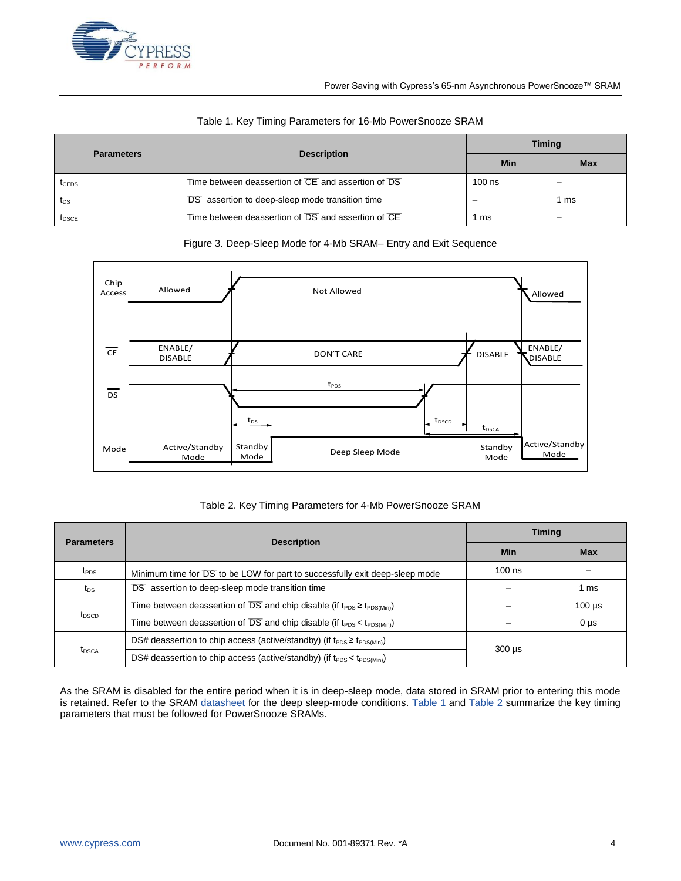Table 1. Key Timing Parameters for 16-Mb PowerSnooze SRAM

| Parameters | Description | Timing | |
|---|---|---|---|
| | | Min | Max |
| $t_{CEDS}$ | Time between deassertion of $\overline{CE}$ and assertion of $\overline{DS}$ | 100 ns | – |
| $t_{DS}$ | $\overline{DS}$ assertion to deep-sleep mode transition time | – | 1 ms |
| $t_{DSCE}$ | Time between deassertion of $\overline{DS}$ and assertion of $\overline{CE}$ | 1 ms | – |

Figure 3. Deep-Sleep Mode for 4-Mb SRAM– Entry and Exit Sequence

Table 2. Key Timing Parameters for 4-Mb PowerSnooze SRAM

| Parameters | Description | Timing | |
|---|---|---|---|
| | | Min | Max |
| $t_{PDS}$ | Minimum time for $\overline{DS}$ to be LOW for part to successfully exit deep-sleep mode | 100 ns | – |
| $t_{DS}$ | $\overline{DS}$ assertion to deep-sleep mode transition time | – | 1 ms |
| $t_{DSCD}$ | Time between deassertion of $\overline{DS}$ and chip disable (if $t_{PDS} \geq t_{PDS(Min)}$) | – | 100 µs |
| | Time between deassertion of $\overline{DS}$ and chip disable (if $t_{PDS} < t_{PDS(Min)}$) | – | 0 µs |
| $t_{DSCA}$ | DS# deassertion to chip access (active/standby) (if $t_{PDS} \geq t_{PDS(Min)}$) | 300 µs | |
| | DS# deassertion to chip access (active/standby) (if $t_{PDS} < t_{PDS(Min)}$) | | |

As the SRAM is disabled for the entire period when it is in deep-sleep mode, data stored in SRAM prior to entering this mode is retained. Refer to the SRAM datasheet for the deep sleep-mode conditions. Table 1 and Table 2 summarize the key timing parameters that must be followed for PowerSnooze SRAMs.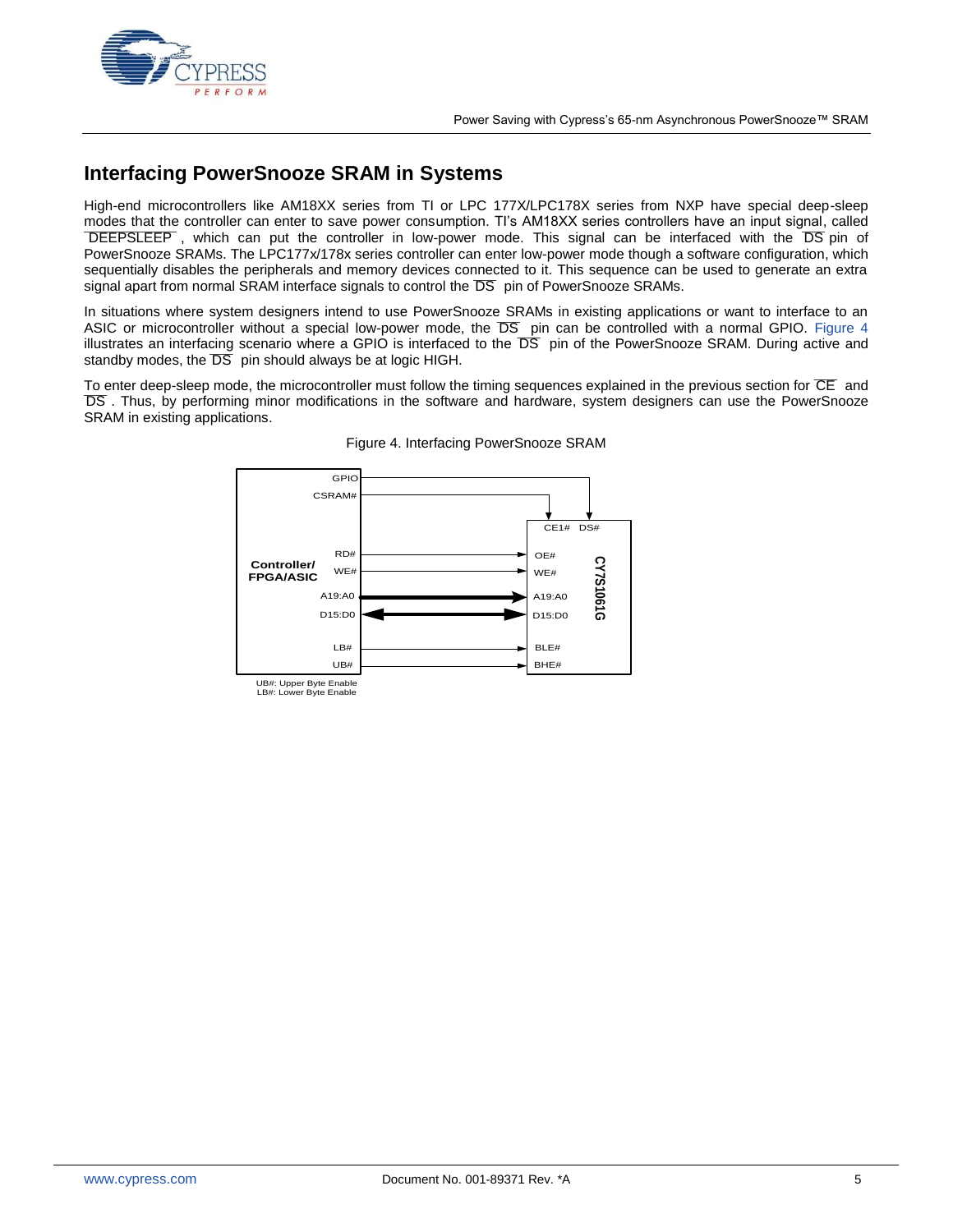## Interfacing PowerSnooze SRAM in Systems

High-end microcontrollers like AM18XX series from TI or LPC 177X/LPC178X series from NXP have special deep-sleep modes that the controller can enter to save power consumption. TI's AM18XX series controllers have an input signal, called $\overline{\text{DEEPSLEEP}}$ , which can put the controller in low-power mode. This signal can be interfaced with the $\overline{\text{DS}}$ pin of PowerSnooze SRAMs. The LPC177x/178x series controller can enter low-power mode though a software configuration, which sequentially disables the peripherals and memory devices connected to it. This sequence can be used to generate an extra signal apart from normal SRAM interface signals to control the $\overline{\text{DS}}$ pin of PowerSnooze SRAMs.

In situations where system designers intend to use PowerSnooze SRAMs in existing applications or want to interface to an ASIC or microcontroller without a special low-power mode, the $\overline{\text{DS}}$ pin can be controlled with a normal GPIO. Figure 4 illustrates an interfacing scenario where a GPIO is interfaced to the $\overline{\text{DS}}$ pin of the PowerSnooze SRAM. During active and standby modes, the $\overline{\text{DS}}$ pin should always be at logic HIGH.

To enter deep-sleep mode, the microcontroller must follow the timing sequences explained in the previous section for $\overline{\text{CE}}$ and $\overline{\text{DS}}$ . Thus, by performing minor modifications in the software and hardware, system designers can use the PowerSnooze SRAM in existing applications.

Figure 4. Interfacing PowerSnooze SRAM

| Controller/FPGA/ASIC | Direction | CY7S1061G |
| --- | --- | --- |
| GPIO | → | DS# |
| CSRAM# | → | CE1# |
| RD# | → | OE# |
| WE# | → | WE# |
| A19:A0 | → | A19:A0 |
| D15:D0 | ↔ | D15:D0 |
| LB# | → | BLE# |
| UB# | → | BHE# |

UB#: Upper Byte Enable
LB#: Lower Byte Enable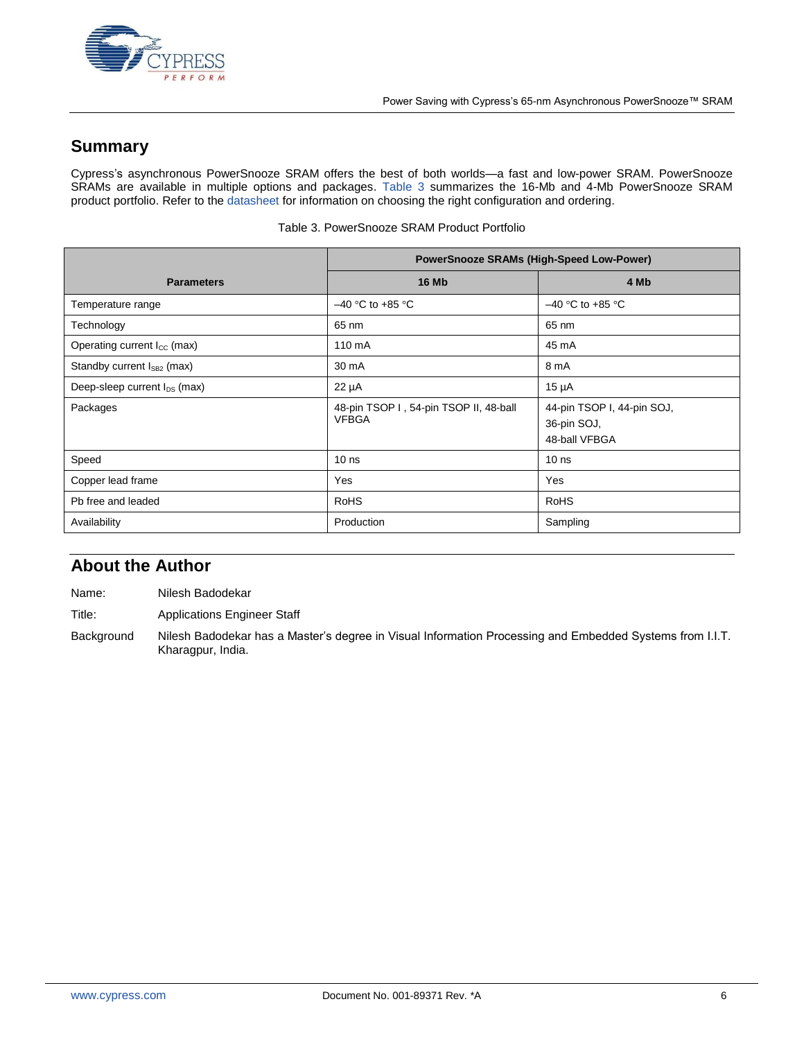## Summary

Cypress's asynchronous PowerSnooze SRAM offers the best of both worlds—a fast and low-power SRAM. PowerSnooze SRAMs are available in multiple options and packages. Table 3 summarizes the 16-Mb and 4-Mb PowerSnooze SRAM product portfolio. Refer to the datasheet for information on choosing the right configuration and ordering.

Table 3. PowerSnooze SRAM Product Portfolio

| Parameters | PowerSnooze SRAMs (High-Speed Low-Power) | |
|---|---|---|
| | 16 Mb | 4 Mb |
| Temperature range | –40 °C to +85 °C | –40 °C to +85 °C |
| Technology | 65 nm | 65 nm |
| Operating current $I_{CC}$ (max) | 110 mA | 45 mA |
| Standby current $I_{SB2}$ (max) | 30 mA | 8 mA |
| Deep-sleep current $I_{DS}$ (max) | 22 µA | 15 µA |
| Packages | 48-pin TSOP I , 54-pin TSOP II, 48-ball VFBGA | 44-pin TSOP I, 44-pin SOJ, 36-pin SOJ, 48-ball VFBGA |
| Speed | 10 ns | 10 ns |
| Copper lead frame | Yes | Yes |
| Pb free and leaded | RoHS | RoHS |
| Availability | Production | Sampling |

## About the Author

Name: Nilesh Badodekar

Title: Applications Engineer Staff

Background: Nilesh Badodekar has a Master's degree in Visual Information Processing and Embedded Systems from I.I.T. Kharagpur, India.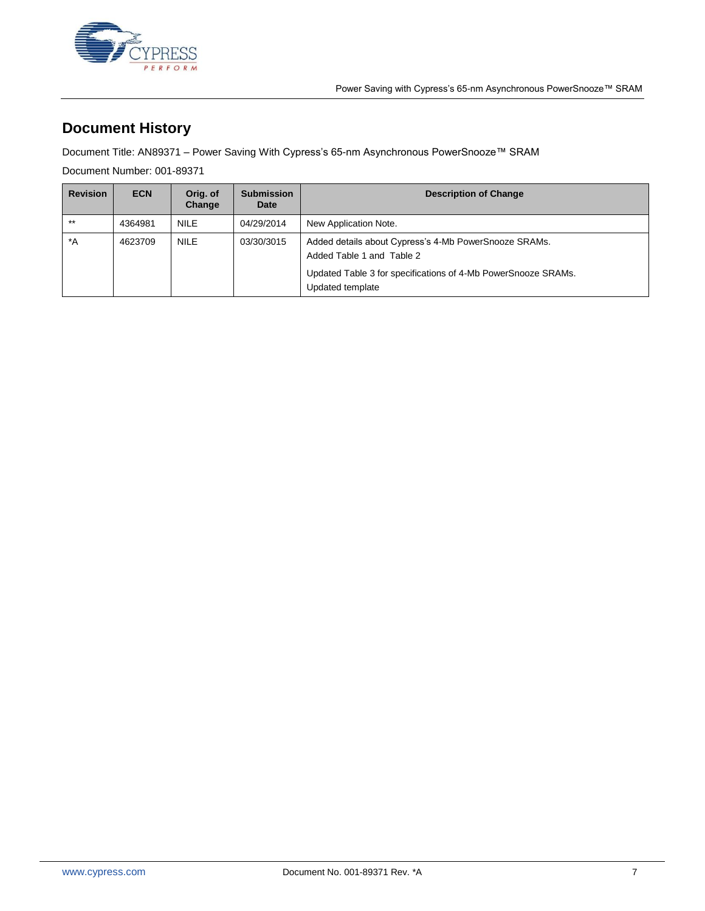## Document History

Document Title: AN89371 – Power Saving With Cypress's 65-nm Asynchronous PowerSnooze™ SRAM

Document Number: 001-89371

| Revision | ECN | Orig. of Change | Submission Date | Description of Change |
|---|---|---|---|---|
| ** | 4364981 | NILE | 04/29/2014 | New Application Note. |
| *A | 4623709 | NILE | 03/30/3015 | Added details about Cypress's 4-Mb PowerSnooze SRAMs.<br>Added Table 1 and Table 2<br>Updated Table 3 for specifications of 4-Mb PowerSnooze SRAMs.<br>Updated template |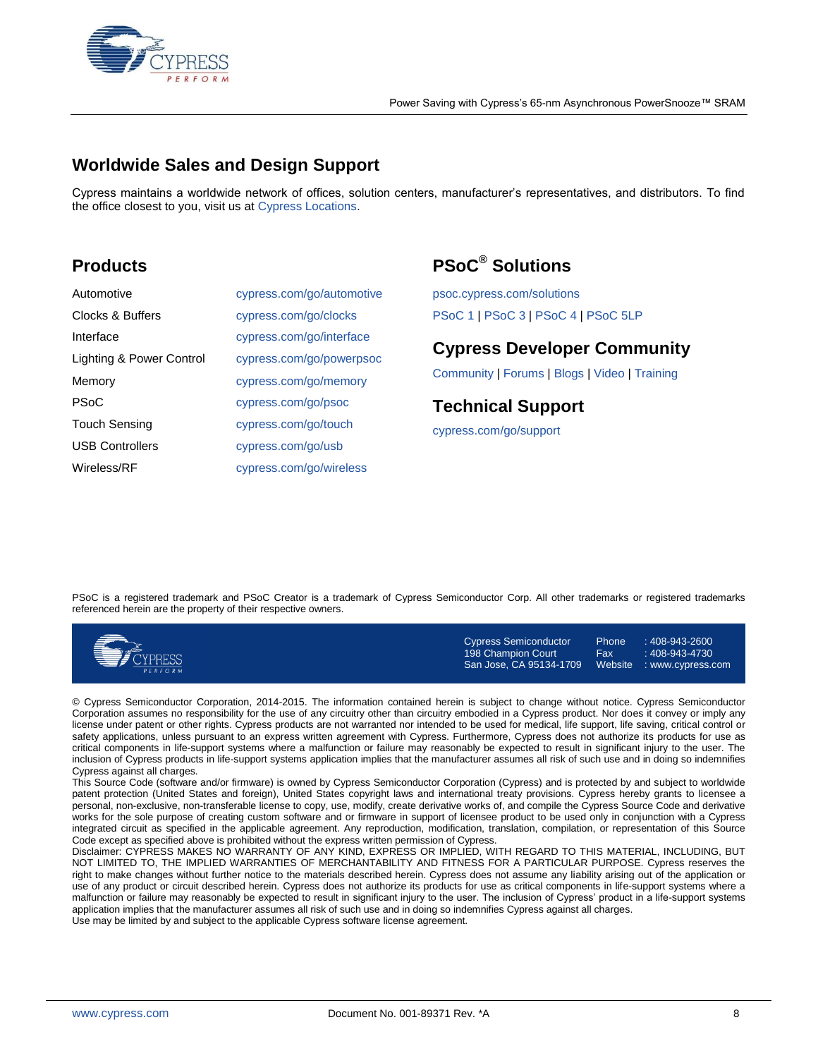## Worldwide Sales and Design Support

Cypress maintains a worldwide network of offices, solution centers, manufacturer's representatives, and distributors. To find the office closest to you, visit us at Cypress Locations.

## Products

| | |
|---|---|
| Automotive | cypress.com/go/automotive |
| Clocks & Buffers | cypress.com/go/clocks |
| Interface | cypress.com/go/interface |
| Lighting & Power Control | cypress.com/go/powerpsoc |
| Memory | cypress.com/go/memory |
| PSoC | cypress.com/go/psoc |
| Touch Sensing | cypress.com/go/touch |
| USB Controllers | cypress.com/go/usb |
| Wireless/RF | cypress.com/go/wireless |

## PSoC® Solutions

psoc.cypress.com/solutions

PSoC 1 | PSoC 3 | PSoC 4 | PSoC 5LP

## Cypress Developer Community

Community | Forums | Blogs | Video | Training

## Technical Support

cypress.com/go/support

PSoC is a registered trademark and PSoC Creator is a trademark of Cypress Semiconductor Corp. All other trademarks or registered trademarks referenced herein are the property of their respective owners.

Cypress Semiconductor
198 Champion Court
San Jose, CA 95134-1709

Phone : 408-943-2600
Fax : 408-943-4730
Website : www.cypress.com

© Cypress Semiconductor Corporation, 2014-2015. The information contained herein is subject to change without notice. Cypress Semiconductor Corporation assumes no responsibility for the use of any circuitry other than circuitry embodied in a Cypress product. Nor does it convey or imply any license under patent or other rights. Cypress products are not warranted nor intended to be used for medical, life support, life saving, critical control or safety applications, unless pursuant to an express written agreement with Cypress. Furthermore, Cypress does not authorize its products for use as critical components in life-support systems where a malfunction or failure may reasonably be expected to result in significant injury to the user. The inclusion of Cypress products in life-support systems application implies that the manufacturer assumes all risk of such use and in doing so indemnifies Cypress against all charges.

This Source Code (software and/or firmware) is owned by Cypress Semiconductor Corporation (Cypress) and is protected by and subject to worldwide patent protection (United States and foreign), United States copyright laws and international treaty provisions. Cypress hereby grants to licensee a personal, non-exclusive, non-transferable license to copy, use, modify, create derivative works of, and compile the Cypress Source Code and derivative works for the sole purpose of creating custom software and or firmware in support of licensee product to be used only in conjunction with a Cypress integrated circuit as specified in the applicable agreement. Any reproduction, modification, translation, compilation, or representation of this Source Code except as specified above is prohibited without the express written permission of Cypress.

Disclaimer: CYPRESS MAKES NO WARRANTY OF ANY KIND, EXPRESS OR IMPLIED, WITH REGARD TO THIS MATERIAL, INCLUDING, BUT NOT LIMITED TO, THE IMPLIED WARRANTIES OF MERCHANTABILITY AND FITNESS FOR A PARTICULAR PURPOSE. Cypress reserves the right to make changes without further notice to the materials described herein. Cypress does not assume any liability arising out of the application or use of any product or circuit described herein. Cypress does not authorize its products for use as critical components in life-support systems where a malfunction or failure may reasonably be expected to result in significant injury to the user. The inclusion of Cypress' product in a life-support systems application implies that the manufacturer assumes all risk of such use and in doing so indemnifies Cypress against all charges.

Use may be limited by and subject to the applicable Cypress software license agreement.